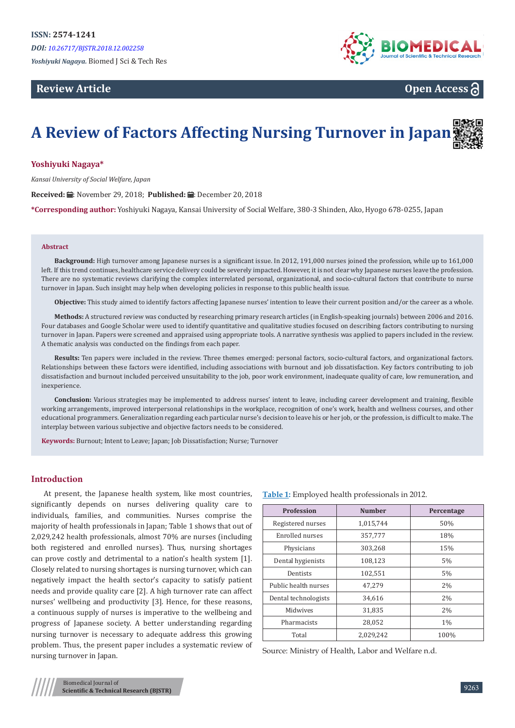ISSN: 2574-1241

DOI: 10.26717/BJSTR.2018.12.002258

*Yoshiyuki Nagaya.* Biomed J Sci & Tech Res

**Review Article** **Open Access**

# A Review of Factors Affecting Nursing Turnover in Japan

**Yoshiyuki Nagaya***

*Kansai University of Social Welfare, Japan*

**Received:** November 29, 2018; **Published:** December 20, 2018

***Corresponding author:** Yoshiyuki Nagaya, Kansai University of Social Welfare, 380-3 Shinden, Ako, Hyogo 678-0255, Japan

## Abstract

**Background:** High turnover among Japanese nurses is a significant issue. In 2012, 191,000 nurses joined the profession, while up to 161,000 left. If this trend continues, healthcare service delivery could be severely impacted. However, it is not clear why Japanese nurses leave the profession. There are no systematic reviews clarifying the complex interrelated personal, organizational, and socio-cultural factors that contribute to nurse turnover in Japan. Such insight may help when developing policies in response to this public health issue.

**Objective:** This study aimed to identify factors affecting Japanese nurses' intention to leave their current position and/or the career as a whole.

**Methods:** A structured review was conducted by researching primary research articles (in English-speaking journals) between 2006 and 2016. Four databases and Google Scholar were used to identify quantitative and qualitative studies focused on describing factors contributing to nursing turnover in Japan. Papers were screened and appraised using appropriate tools. A narrative synthesis was applied to papers included in the review. A thematic analysis was conducted on the findings from each paper.

**Results:** Ten papers were included in the review. Three themes emerged: personal factors, socio-cultural factors, and organizational factors. Relationships between these factors were identified, including associations with burnout and job dissatisfaction. Key factors contributing to job dissatisfaction and burnout included perceived unsuitability to the job, poor work environment, inadequate quality of care, low remuneration, and inexperience.

**Conclusion:** Various strategies may be implemented to address nurses' intent to leave, including career development and training, flexible working arrangements, improved interpersonal relationships in the workplace, recognition of one's work, health and wellness courses, and other educational programmers. Generalization regarding each particular nurse's decision to leave his or her job, or the profession, is difficult to make. The interplay between various subjective and objective factors needs to be considered.

**Keywords:** Burnout; Intent to Leave; Japan; Job Dissatisfaction; Nurse; Turnover

## Introduction

At present, the Japanese health system, like most countries, significantly depends on nurses delivering quality care to individuals, families, and communities. Nurses comprise the majority of health professionals in Japan; Table 1 shows that out of 2,029,242 health professionals, almost 70% are nurses (including both registered and enrolled nurses). Thus, nursing shortages can prove costly and detrimental to a nation's health system [1]. Closely related to nursing shortages is nursing turnover, which can negatively impact the health sector's capacity to satisfy patient needs and provide quality care [2]. A high turnover rate can affect nurses' wellbeing and productivity [3]. Hence, for these reasons, a continuous supply of nurses is imperative to the wellbeing and progress of Japanese society. A better understanding regarding nursing turnover is necessary to adequate address this growing problem. Thus, the present paper includes a systematic review of nursing turnover in Japan.

**Table 1:** Employed health professionals in 2012.

| Profession | Number | Percentage |
|---|---|---|
| Registered nurses | 1,015,744 | 50% |
| Enrolled nurses | 357,777 | 18% |
| Physicians | 303,268 | 15% |
| Dental hygienists | 108,123 | 5% |
| Dentists | 102,551 | 5% |
| Public health nurses | 47,279 | 2% |
| Dental technologists | 34,616 | 2% |
| Midwives | 31,835 | 2% |
| Pharmacists | 28,052 | 1% |
| Total | 2,029,242 | 100% |

Source: Ministry of Health, Labor and Welfare n.d.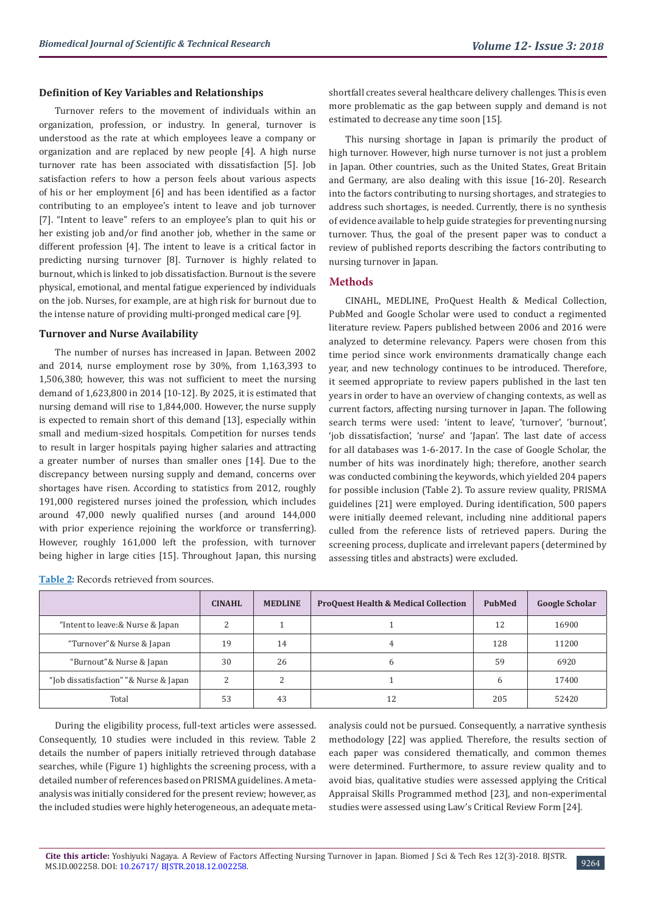### Definition of Key Variables and Relationships

Turnover refers to the movement of individuals within an organization, profession, or industry. In general, turnover is understood as the rate at which employees leave a company or organization and are replaced by new people [4]. A high nurse turnover rate has been associated with dissatisfaction [5]. Job satisfaction refers to how a person feels about various aspects of his or her employment [6] and has been identified as a factor contributing to an employee's intent to leave and job turnover [7]. "Intent to leave" refers to an employee's plan to quit his or her existing job and/or find another job, whether in the same or different profession [4]. The intent to leave is a critical factor in predicting nursing turnover [8]. Turnover is highly related to burnout, which is linked to job dissatisfaction. Burnout is the severe physical, emotional, and mental fatigue experienced by individuals on the job. Nurses, for example, are at high risk for burnout due to the intense nature of providing multi-pronged medical care [9].

### Turnover and Nurse Availability

The number of nurses has increased in Japan. Between 2002 and 2014, nurse employment rose by 30%, from 1,163,393 to 1,506,380; however, this was not sufficient to meet the nursing demand of 1,623,800 in 2014 [10-12]. By 2025, it is estimated that nursing demand will rise to 1,844,000. However, the nurse supply is expected to remain short of this demand [13], especially within small and medium-sized hospitals. Competition for nurses tends to result in larger hospitals paying higher salaries and attracting a greater number of nurses than smaller ones [14]. Due to the discrepancy between nursing supply and demand, concerns over shortages have risen. According to statistics from 2012, roughly 191,000 registered nurses joined the profession, which includes around 47,000 newly qualified nurses (and around 144,000 with prior experience rejoining the workforce or transferring). However, roughly 161,000 left the profession, with turnover being higher in large cities [15]. Throughout Japan, this nursing shortfall creates several healthcare delivery challenges. This is even more problematic as the gap between supply and demand is not estimated to decrease any time soon [15].

This nursing shortage in Japan is primarily the product of high turnover. However, high nurse turnover is not just a problem in Japan. Other countries, such as the United States, Great Britain and Germany, are also dealing with this issue [16-20]. Research into the factors contributing to nursing shortages, and strategies to address such shortages, is needed. Currently, there is no synthesis of evidence available to help guide strategies for preventing nursing turnover. Thus, the goal of the present paper was to conduct a review of published reports describing the factors contributing to nursing turnover in Japan.

## Methods

CINAHL, MEDLINE, ProQuest Health & Medical Collection, PubMed and Google Scholar were used to conduct a regimented literature review. Papers published between 2006 and 2016 were analyzed to determine relevancy. Papers were chosen from this time period since work environments dramatically change each year, and new technology continues to be introduced. Therefore, it seemed appropriate to review papers published in the last ten years in order to have an overview of changing contexts, as well as current factors, affecting nursing turnover in Japan. The following search terms were used: 'intent to leave', 'turnover', 'burnout', 'job dissatisfaction', 'nurse' and 'Japan'. The last date of access for all databases was 1-6-2017. In the case of Google Scholar, the number of hits was inordinately high; therefore, another search was conducted combining the keywords, which yielded 204 papers for possible inclusion (Table 2). To assure review quality, PRISMA guidelines [21] were employed. During identification, 500 papers were initially deemed relevant, including nine additional papers culled from the reference lists of retrieved papers. During the screening process, duplicate and irrelevant papers (determined by assessing titles and abstracts) were excluded.

Table 2: Records retrieved from sources.

| | CINAHL | MEDLINE | ProQuest Health & Medical Collection | PubMed | Google Scholar |
|---|---|---|---|---|---|
| "Intent to leave:& Nurse & Japan | 2 | 1 | 1 | 12 | 16900 |
| "Turnover"& Nurse & Japan | 19 | 14 | 4 | 128 | 11200 |
| "Burnout"& Nurse & Japan | 30 | 26 | 6 | 59 | 6920 |
| "Job dissatisfaction" "& Nurse & Japan | 2 | 2 | 1 | 6 | 17400 |
| Total | 53 | 43 | 12 | 205 | 52420 |

During the eligibility process, full-text articles were assessed. Consequently, 10 studies were included in this review. Table 2 details the number of papers initially retrieved through database searches, while (Figure 1) highlights the screening process, with a detailed number of references based on PRISMA guidelines. A meta-analysis was initially considered for the present review; however, as the included studies were highly heterogeneous, an adequate meta-analysis could not be pursued. Consequently, a narrative synthesis methodology [22] was applied. Therefore, the results section of each paper was considered thematically, and common themes were determined. Furthermore, to assure review quality and to avoid bias, qualitative studies were assessed applying the Critical Appraisal Skills Programmed method [23], and non-experimental studies were assessed using Law's Critical Review Form [24].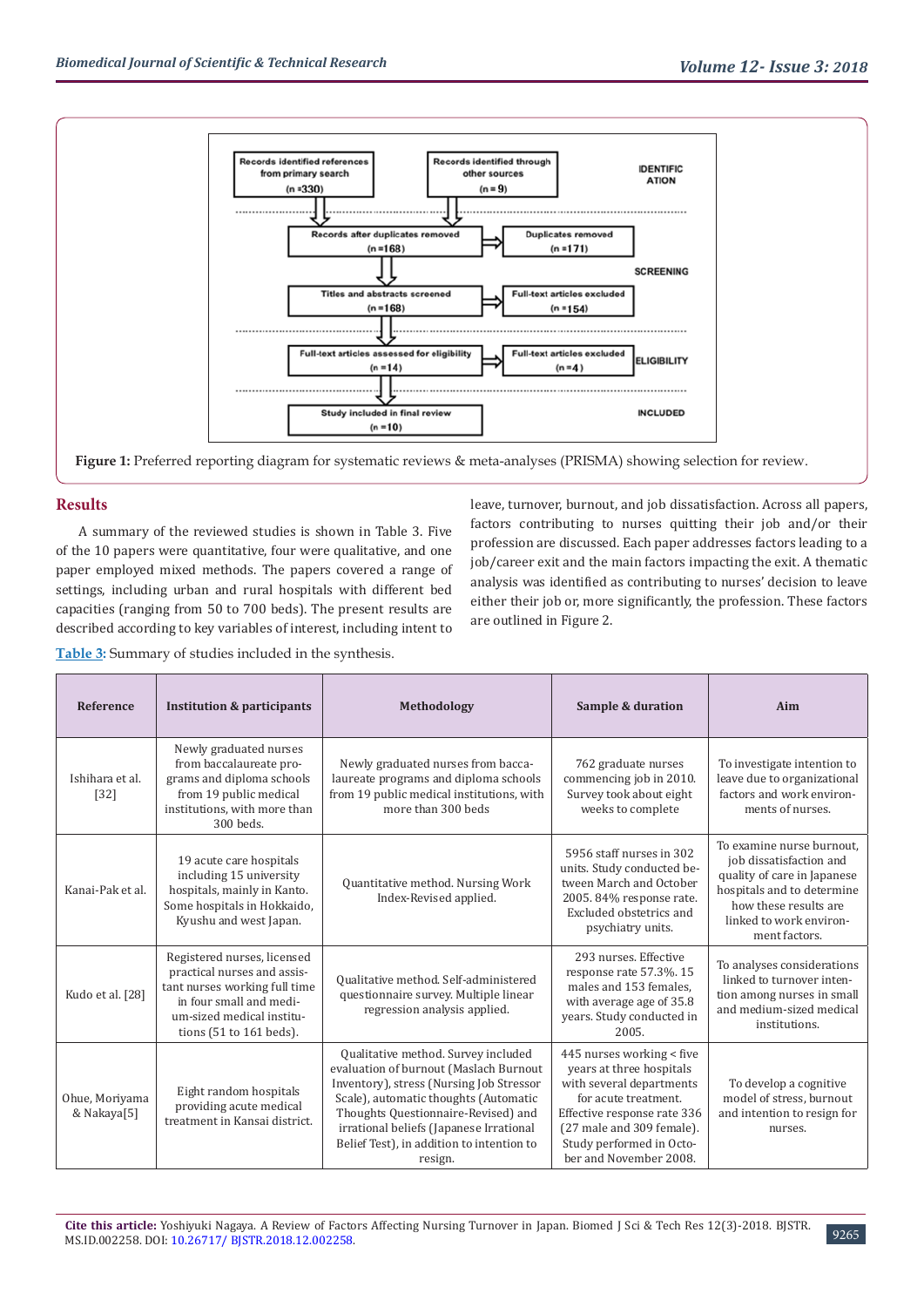Figure 1: Preferred reporting diagram for systematic reviews & meta-analyses (PRISMA) showing selection for review.

## Results

A summary of the reviewed studies is shown in Table 3. Five of the 10 papers were quantitative, four were qualitative, and one paper employed mixed methods. The papers covered a range of settings, including urban and rural hospitals with different bed capacities (ranging from 50 to 700 beds). The present results are described according to key variables of interest, including intent to leave, turnover, burnout, and job dissatisfaction. Across all papers, factors contributing to nurses quitting their job and/or their profession are discussed. Each paper addresses factors leading to a job/career exit and the main factors impacting the exit. A thematic analysis was identified as contributing to nurses' decision to leave either their job or, more significantly, the profession. These factors are outlined in Figure 2.

Table 3: Summary of studies included in the synthesis.

| Reference | Institution & participants | Methodology | Sample & duration | Aim |
|---|---|---|---|---|
| Ishihara et al. [32] | Newly graduated nurses from baccalaureate programs and diploma schools from 19 public medical institutions, with more than 300 beds. | Newly graduated nurses from baccalaureate programs and diploma schools from 19 public medical institutions, with more than 300 beds | 762 graduate nurses commencing job in 2010. Survey took about eight weeks to complete | To investigate intention to leave due to organizational factors and work environments of nurses. |
| Kanai-Pak et al. | 19 acute care hospitals including 15 university hospitals, mainly in Kanto. Some hospitals in Hokkaido, Kyushu and west Japan. | Quantitative method. Nursing Work Index-Revised applied. | 5956 staff nurses in 302 units. Study conducted between March and October 2005. 84% response rate. Excluded obstetrics and psychiatry units. | To examine nurse burnout, job dissatisfaction and quality of care in Japanese hospitals and to determine how these results are linked to work environment factors. |
| Kudo et al. [28] | Registered nurses, licensed practical nurses and assistant nurses working full time in four small and medium-sized medical institutions (51 to 161 beds). | Qualitative method. Self-administered questionnaire survey. Multiple linear regression analysis applied. | 293 nurses. Effective response rate 57.3%. 15 males and 153 females, with average age of 35.8 years. Study conducted in 2005. | To analyses considerations linked to turnover intention among nurses in small and medium-sized medical institutions. |
| Ohue, Moriyama & Nakaya[5] | Eight random hospitals providing acute medical treatment in Kansai district. | Qualitative method. Survey included evaluation of burnout (Maslach Burnout Inventory), stress (Nursing Job Stressor Scale), automatic thoughts (Automatic Thoughts Questionnaire-Revised) and irrational beliefs (Japanese Irrational Belief Test), in addition to intention to resign. | 445 nurses working < five years at three hospitals with several departments for acute treatment. Effective response rate 336 (27 male and 309 female). Study performed in October and November 2008. | To develop a cognitive model of stress, burnout and intention to resign for nurses. |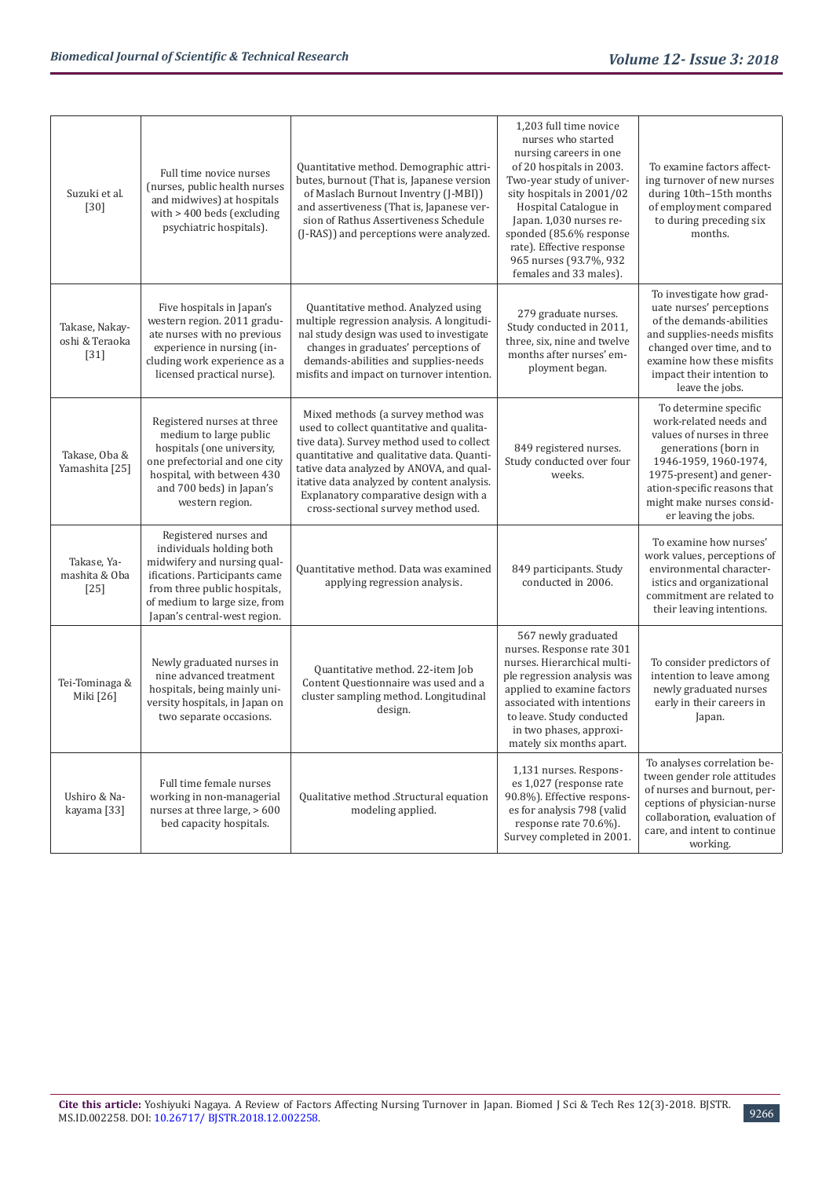| | | | | |
|---|---|---|---|---|
| Suzuki et al. [30] | Full time novice nurses (nurses, public health nurses and midwives) at hospitals with > 400 beds (excluding psychiatric hospitals). | Quantitative method. Demographic attributes, burnout (That is, Japanese version of Maslach Burnout Inventry (J-MBI)) and assertiveness (That is, Japanese version of Rathus Assertiveness Schedule (J-RAS)) and perceptions were analyzed. | 1,203 full time novice nurses who started nursing careers in one of 20 hospitals in 2003. Two-year study of university hospitals in 2001/02 Hospital Catalogue in Japan. 1,030 nurses responded (85.6% response rate). Effective response 965 nurses (93.7%, 932 females and 33 males). | To examine factors affecting turnover of new nurses during 10th–15th months of employment compared to during preceding six months. |
| Takase, Nakayoshi & Teraoka [31] | Five hospitals in Japan's western region. 2011 graduate nurses with no previous experience in nursing (including work experience as a licensed practical nurse). | Quantitative method. Analyzed using multiple regression analysis. A longitudinal study design was used to investigate changes in graduates' perceptions of demands-abilities and supplies-needs misfits and impact on turnover intention. | 279 graduate nurses. Study conducted in 2011, three, six, nine and twelve months after nurses' employment began. | To investigate how graduate nurses' perceptions of the demands-abilities and supplies-needs misfits changed over time, and to examine how these misfits impact their intention to leave the jobs. |
| Takase, Oba & Yamashita [25] | Registered nurses at three medium to large public hospitals (one university, one prefectorial and one city hospital, with between 430 and 700 beds) in Japan's western region. | Mixed methods (a survey method was used to collect quantitative and qualitative data). Survey method used to collect quantitative and qualitative data. Quantitative data analyzed by ANOVA, and qualitative data analyzed by content analysis. Explanatory comparative design with a cross-sectional survey method used. | 849 registered nurses. Study conducted over four weeks. | To determine specific work-related needs and values of nurses in three generations (born in 1946-1959, 1960-1974, 1975-present) and generation-specific reasons that might make nurses consider leaving the jobs. |
| Takase, Yamashita & Oba [25] | Registered nurses and individuals holding both midwifery and nursing qualifications. Participants came from three public hospitals, of medium to large size, from Japan's central-west region. | Quantitative method. Data was examined applying regression analysis. | 849 participants. Study conducted in 2006. | To examine how nurses' work values, perceptions of environmental characteristics and organizational commitment are related to their leaving intentions. |
| Tei-Tominaga & Miki [26] | Newly graduated nurses in nine advanced treatment hospitals, being mainly university hospitals, in Japan on two separate occasions. | Quantitative method. 22-item Job Content Questionnaire was used and a cluster sampling method. Longitudinal design. | 567 newly graduated nurses. Response rate 301 nurses. Hierarchical multiple regression analysis was applied to examine factors associated with intentions to leave. Study conducted in two phases, approximately six months apart. | To consider predictors of intention to leave among newly graduated nurses early in their careers in Japan. |
| Ushiro & Nakayama [33] | Full time female nurses working in non-managerial nurses at three large, > 600 bed capacity hospitals. | Qualitative method .Structural equation modeling applied. | 1,131 nurses. Responses 1,027 (response rate 90.8%). Effective responses for analysis 798 (valid response rate 70.6%). Survey completed in 2001. | To analyses correlation between gender role attitudes of nurses and burnout, perceptions of physician-nurse collaboration, evaluation of care, and intent to continue working. |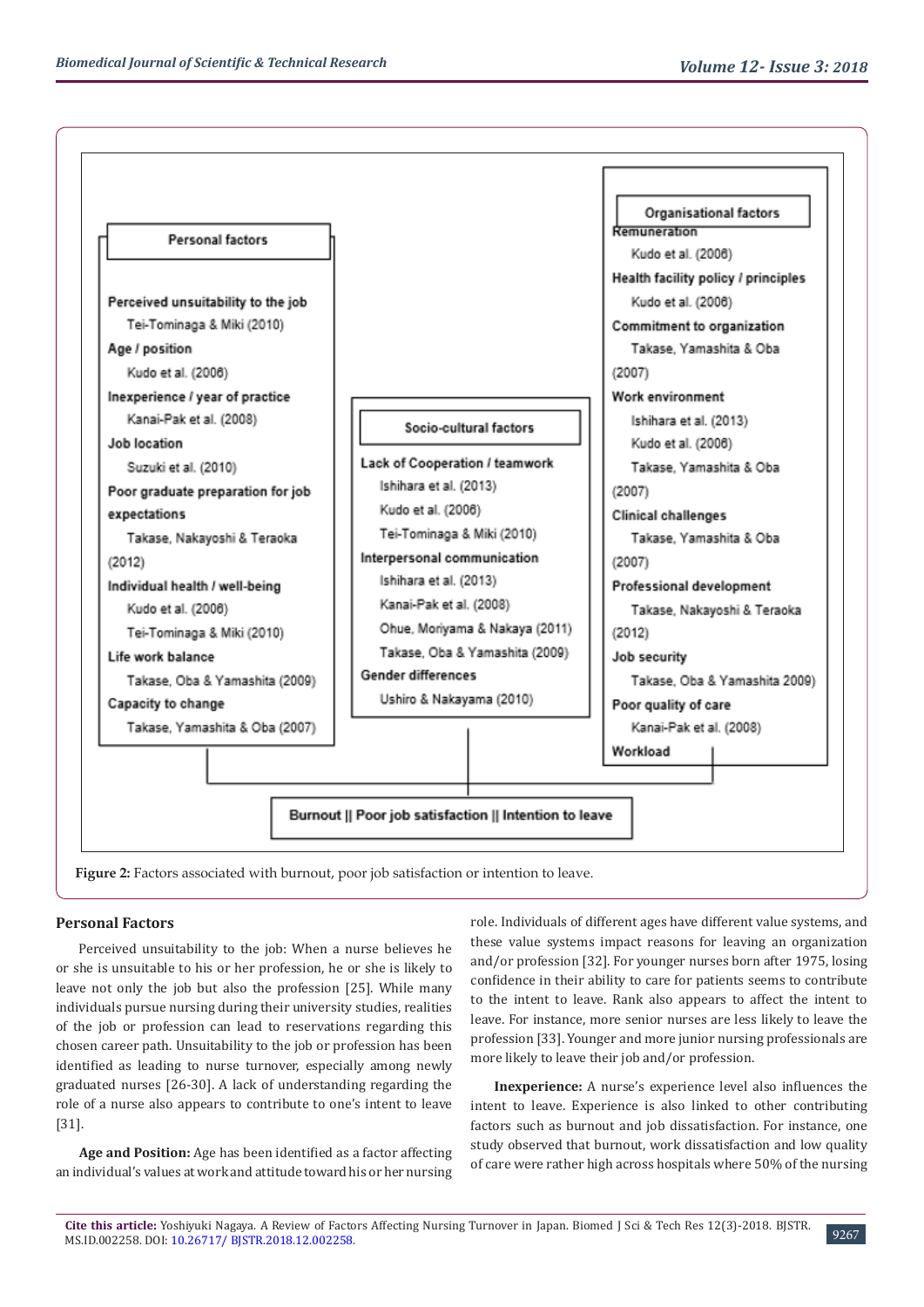**Personal factors**

**Perceived unsuitability to the job**
- Tei-Tominaga & Miki (2010)

**Age / position**
- Kudo et al. (2006)

**Inexperience / year of practice**
- Kanai-Pak et al. (2008)

**Job location**
- Suzuki et al. (2010)

**Poor graduate preparation for job expectations**
- Takase, Nakayoshi & Teraoka (2012)

**Individual health / well-being**
- Kudo et al. (2006)
- Tei-Tominaga & Miki (2010)

**Life work balance**
- Takase, Oba & Yamashita (2009)

**Capacity to change**
- Takase, Yamashita & Oba (2007)

**Socio-cultural factors**

**Lack of Cooperation / teamwork**
- Ishihara et al. (2013)
- Kudo et al. (2006)
- Tei-Tominaga & Miki (2010)

**Interpersonal communication**
- Ishihara et al. (2013)
- Kanai-Pak et al. (2008)
- Ohue, Moriyama & Nakaya (2011)
- Takase, Oba & Yamashita (2009)

**Gender differences**
- Ushiro & Nakayama (2010)

**Organisational factors**

**Remuneration**
- Kudo et al. (2006)

**Health facility policy / principles**
- Kudo et al. (2006)

**Commitment to organization**
- Takase, Yamashita & Oba (2007)

**Work environment**
- Ishihara et al. (2013)
- Kudo et al. (2006)
- Takase, Yamashita & Oba (2007)

**Clinical challenges**
- Takase, Yamashita & Oba (2007)

**Professional development**
- Takase, Nakayoshi & Teraoka (2012)

**Job security**
- Takase, Oba & Yamashita 2009)

**Poor quality of care**
- Kanai-Pak et al. (2008)

**Workload**

**Burnout || Poor job satisfaction || Intention to leave**

**Figure 2:** Factors associated with burnout, poor job satisfaction or intention to leave.

## Personal Factors

Perceived unsuitability to the job: When a nurse believes he or she is unsuitable to his or her profession, he or she is likely to leave not only the job but also the profession [25]. While many individuals pursue nursing during their university studies, realities of the job or profession can lead to reservations regarding this chosen career path. Unsuitability to the job or profession has been identified as leading to nurse turnover, especially among newly graduated nurses [26-30]. A lack of understanding regarding the role of a nurse also appears to contribute to one's intent to leave [31].

**Age and Position:** Age has been identified as a factor affecting an individual's values at work and attitude toward his or her nursing role. Individuals of different ages have different value systems, and these value systems impact reasons for leaving an organization and/or profession [32]. For younger nurses born after 1975, losing confidence in their ability to care for patients seems to contribute to the intent to leave. Rank also appears to affect the intent to leave. For instance, more senior nurses are less likely to leave the profession [33]. Younger and more junior nursing professionals are more likely to leave their job and/or profession.

**Inexperience:** A nurse's experience level also influences the intent to leave. Experience is also linked to other contributing factors such as burnout and job dissatisfaction. For instance, one study observed that burnout, work dissatisfaction and low quality of care were rather high across hospitals where 50% of the nursing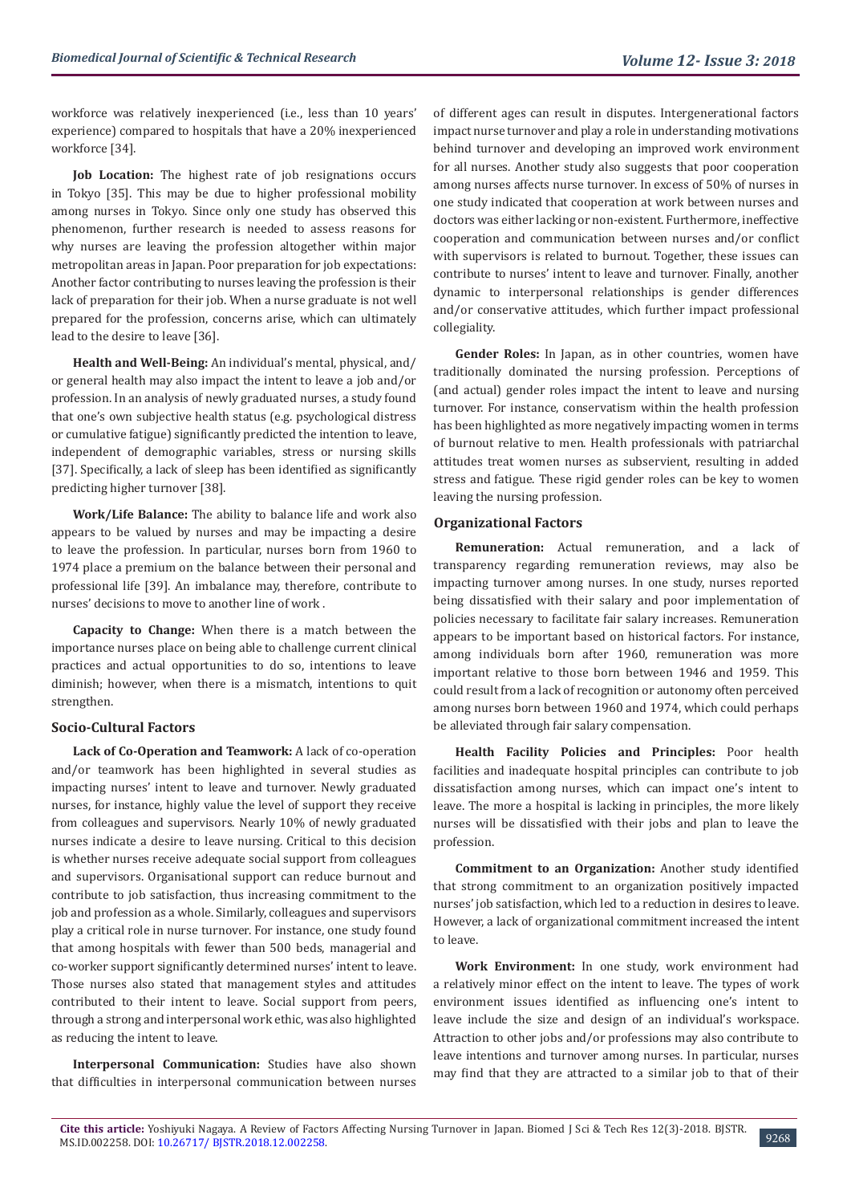workforce was relatively inexperienced (i.e., less than 10 years' experience) compared to hospitals that have a 20% inexperienced workforce [34].

**Job Location:** The highest rate of job resignations occurs in Tokyo [35]. This may be due to higher professional mobility among nurses in Tokyo. Since only one study has observed this phenomenon, further research is needed to assess reasons for why nurses are leaving the profession altogether within major metropolitan areas in Japan. Poor preparation for job expectations: Another factor contributing to nurses leaving the profession is their lack of preparation for their job. When a nurse graduate is not well prepared for the profession, concerns arise, which can ultimately lead to the desire to leave [36].

**Health and Well-Being:** An individual's mental, physical, and/or general health may also impact the intent to leave a job and/or profession. In an analysis of newly graduated nurses, a study found that one's own subjective health status (e.g. psychological distress or cumulative fatigue) significantly predicted the intention to leave, independent of demographic variables, stress or nursing skills [37]. Specifically, a lack of sleep has been identified as significantly predicting higher turnover [38].

**Work/Life Balance:** The ability to balance life and work also appears to be valued by nurses and may be impacting a desire to leave the profession. In particular, nurses born from 1960 to 1974 place a premium on the balance between their personal and professional life [39]. An imbalance may, therefore, contribute to nurses' decisions to move to another line of work .

**Capacity to Change:** When there is a match between the importance nurses place on being able to challenge current clinical practices and actual opportunities to do so, intentions to leave diminish; however, when there is a mismatch, intentions to quit strengthen.

### Socio-Cultural Factors

**Lack of Co-Operation and Teamwork:** A lack of co-operation and/or teamwork has been highlighted in several studies as impacting nurses' intent to leave and turnover. Newly graduated nurses, for instance, highly value the level of support they receive from colleagues and supervisors. Nearly 10% of newly graduated nurses indicate a desire to leave nursing. Critical to this decision is whether nurses receive adequate social support from colleagues and supervisors. Organisational support can reduce burnout and contribute to job satisfaction, thus increasing commitment to the job and profession as a whole. Similarly, colleagues and supervisors play a critical role in nurse turnover. For instance, one study found that among hospitals with fewer than 500 beds, managerial and co-worker support significantly determined nurses' intent to leave. Those nurses also stated that management styles and attitudes contributed to their intent to leave. Social support from peers, through a strong and interpersonal work ethic, was also highlighted as reducing the intent to leave.

**Interpersonal Communication:** Studies have also shown that difficulties in interpersonal communication between nurses of different ages can result in disputes. Intergenerational factors impact nurse turnover and play a role in understanding motivations behind turnover and developing an improved work environment for all nurses. Another study also suggests that poor cooperation among nurses affects nurse turnover. In excess of 50% of nurses in one study indicated that cooperation at work between nurses and doctors was either lacking or non-existent. Furthermore, ineffective cooperation and communication between nurses and/or conflict with supervisors is related to burnout. Together, these issues can contribute to nurses' intent to leave and turnover. Finally, another dynamic to interpersonal relationships is gender differences and/or conservative attitudes, which further impact professional collegiality.

**Gender Roles:** In Japan, as in other countries, women have traditionally dominated the nursing profession. Perceptions of (and actual) gender roles impact the intent to leave and nursing turnover. For instance, conservatism within the health profession has been highlighted as more negatively impacting women in terms of burnout relative to men. Health professionals with patriarchal attitudes treat women nurses as subservient, resulting in added stress and fatigue. These rigid gender roles can be key to women leaving the nursing profession.

### Organizational Factors

**Remuneration:** Actual remuneration, and a lack of transparency regarding remuneration reviews, may also be impacting turnover among nurses. In one study, nurses reported being dissatisfied with their salary and poor implementation of policies necessary to facilitate fair salary increases. Remuneration appears to be important based on historical factors. For instance, among individuals born after 1960, remuneration was more important relative to those born between 1946 and 1959. This could result from a lack of recognition or autonomy often perceived among nurses born between 1960 and 1974, which could perhaps be alleviated through fair salary compensation.

**Health Facility Policies and Principles:** Poor health facilities and inadequate hospital principles can contribute to job dissatisfaction among nurses, which can impact one's intent to leave. The more a hospital is lacking in principles, the more likely nurses will be dissatisfied with their jobs and plan to leave the profession.

**Commitment to an Organization:** Another study identified that strong commitment to an organization positively impacted nurses' job satisfaction, which led to a reduction in desires to leave. However, a lack of organizational commitment increased the intent to leave.

**Work Environment:** In one study, work environment had a relatively minor effect on the intent to leave. The types of work environment issues identified as influencing one's intent to leave include the size and design of an individual's workspace. Attraction to other jobs and/or professions may also contribute to leave intentions and turnover among nurses. In particular, nurses may find that they are attracted to a similar job to that of their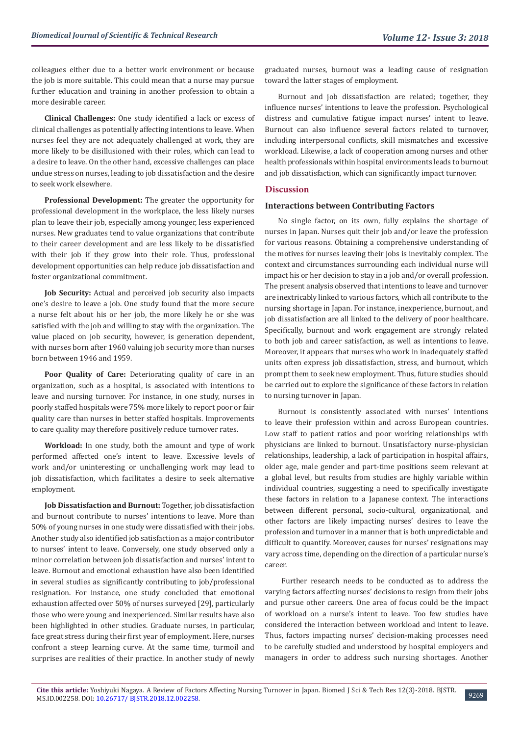colleagues either due to a better work environment or because the job is more suitable. This could mean that a nurse may pursue further education and training in another profession to obtain a more desirable career.

**Clinical Challenges:** One study identified a lack or excess of clinical challenges as potentially affecting intentions to leave. When nurses feel they are not adequately challenged at work, they are more likely to be disillusioned with their roles, which can lead to a desire to leave. On the other hand, excessive challenges can place undue stress on nurses, leading to job dissatisfaction and the desire to seek work elsewhere.

**Professional Development:** The greater the opportunity for professional development in the workplace, the less likely nurses plan to leave their job, especially among younger, less experienced nurses. New graduates tend to value organizations that contribute to their career development and are less likely to be dissatisfied with their job if they grow into their role. Thus, professional development opportunities can help reduce job dissatisfaction and foster organizational commitment.

**Job Security:** Actual and perceived job security also impacts one's desire to leave a job. One study found that the more secure a nurse felt about his or her job, the more likely he or she was satisfied with the job and willing to stay with the organization. The value placed on job security, however, is generation dependent, with nurses born after 1960 valuing job security more than nurses born between 1946 and 1959.

**Poor Quality of Care:** Deteriorating quality of care in an organization, such as a hospital, is associated with intentions to leave and nursing turnover. For instance, in one study, nurses in poorly staffed hospitals were 75% more likely to report poor or fair quality care than nurses in better staffed hospitals. Improvements to care quality may therefore positively reduce turnover rates.

**Workload:** In one study, both the amount and type of work performed affected one's intent to leave. Excessive levels of work and/or uninteresting or unchallenging work may lead to job dissatisfaction, which facilitates a desire to seek alternative employment.

**Job Dissatisfaction and Burnout:** Together, job dissatisfaction and burnout contribute to nurses' intentions to leave. More than 50% of young nurses in one study were dissatisfied with their jobs. Another study also identified job satisfaction as a major contributor to nurses' intent to leave. Conversely, one study observed only a minor correlation between job dissatisfaction and nurses' intent to leave. Burnout and emotional exhaustion have also been identified in several studies as significantly contributing to job/professional resignation. For instance, one study concluded that emotional exhaustion affected over 50% of nurses surveyed [29], particularly those who were young and inexperienced. Similar results have also been highlighted in other studies. Graduate nurses, in particular, face great stress during their first year of employment. Here, nurses confront a steep learning curve. At the same time, turmoil and surprises are realities of their practice. In another study of newly graduated nurses, burnout was a leading cause of resignation toward the latter stages of employment.

Burnout and job dissatisfaction are related; together, they influence nurses' intentions to leave the profession. Psychological distress and cumulative fatigue impact nurses' intent to leave. Burnout can also influence several factors related to turnover, including interpersonal conflicts, skill mismatches and excessive workload. Likewise, a lack of cooperation among nurses and other health professionals within hospital environments leads to burnout and job dissatisfaction, which can significantly impact turnover.

## Discussion

### Interactions between Contributing Factors

No single factor, on its own, fully explains the shortage of nurses in Japan. Nurses quit their job and/or leave the profession for various reasons. Obtaining a comprehensive understanding of the motives for nurses leaving their jobs is inevitably complex. The context and circumstances surrounding each individual nurse will impact his or her decision to stay in a job and/or overall profession. The present analysis observed that intentions to leave and turnover are inextricably linked to various factors, which all contribute to the nursing shortage in Japan. For instance, inexperience, burnout, and job dissatisfaction are all linked to the delivery of poor healthcare. Specifically, burnout and work engagement are strongly related to both job and career satisfaction, as well as intentions to leave. Moreover, it appears that nurses who work in inadequately staffed units often express job dissatisfaction, stress, and burnout, which prompt them to seek new employment. Thus, future studies should be carried out to explore the significance of these factors in relation to nursing turnover in Japan.

Burnout is consistently associated with nurses' intentions to leave their profession within and across European countries. Low staff to patient ratios and poor working relationships with physicians are linked to burnout. Unsatisfactory nurse-physician relationships, leadership, a lack of participation in hospital affairs, older age, male gender and part-time positions seem relevant at a global level, but results from studies are highly variable within individual countries, suggesting a need to specifically investigate these factors in relation to a Japanese context. The interactions between different personal, socio-cultural, organizational, and other factors are likely impacting nurses' desires to leave the profession and turnover in a manner that is both unpredictable and difficult to quantify. Moreover, causes for nurses' resignations may vary across time, depending on the direction of a particular nurse's career.

Further research needs to be conducted as to address the varying factors affecting nurses' decisions to resign from their jobs and pursue other careers. One area of focus could be the impact of workload on a nurse's intent to leave. Too few studies have considered the interaction between workload and intent to leave. Thus, factors impacting nurses' decision-making processes need to be carefully studied and understood by hospital employers and managers in order to address such nursing shortages. Another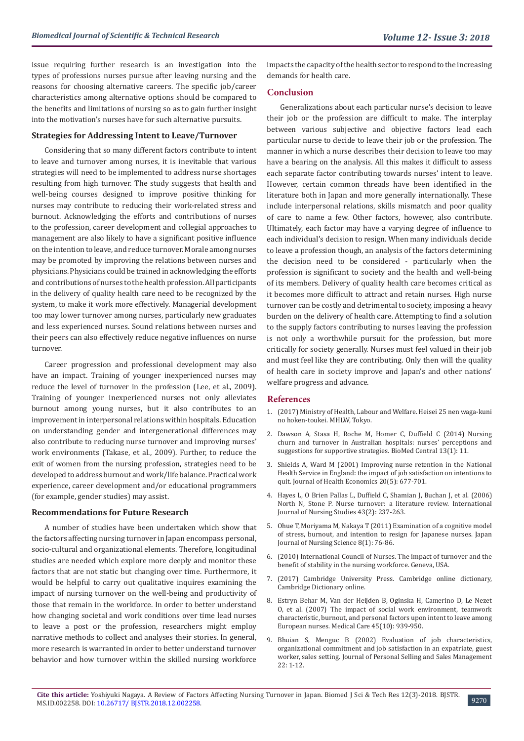issue requiring further research is an investigation into the types of professions nurses pursue after leaving nursing and the reasons for choosing alternative careers. The specific job/career characteristics among alternative options should be compared to the benefits and limitations of nursing so as to gain further insight into the motivation's nurses have for such alternative pursuits.

### Strategies for Addressing Intent to Leave/Turnover

Considering that so many different factors contribute to intent to leave and turnover among nurses, it is inevitable that various strategies will need to be implemented to address nurse shortages resulting from high turnover. The study suggests that health and well-being courses designed to improve positive thinking for nurses may contribute to reducing their work-related stress and burnout. Acknowledging the efforts and contributions of nurses to the profession, career development and collegial approaches to management are also likely to have a significant positive influence on the intention to leave, and reduce turnover. Morale among nurses may be promoted by improving the relations between nurses and physicians. Physicians could be trained in acknowledging the efforts and contributions of nurses to the health profession. All participants in the delivery of quality health care need to be recognized by the system, to make it work more effectively. Managerial development too may lower turnover among nurses, particularly new graduates and less experienced nurses. Sound relations between nurses and their peers can also effectively reduce negative influences on nurse turnover.

Career progression and professional development may also have an impact. Training of younger inexperienced nurses may reduce the level of turnover in the profession (Lee, et al., 2009). Training of younger inexperienced nurses not only alleviates burnout among young nurses, but it also contributes to an improvement in interpersonal relations within hospitals. Education on understanding gender and intergenerational differences may also contribute to reducing nurse turnover and improving nurses' work environments (Takase, et al., 2009). Further, to reduce the exit of women from the nursing profession, strategies need to be developed to address burnout and work/life balance. Practical work experience, career development and/or educational programmers (for example, gender studies) may assist.

### Recommendations for Future Research

A number of studies have been undertaken which show that the factors affecting nursing turnover in Japan encompass personal, socio-cultural and organizational elements. Therefore, longitudinal studies are needed which explore more deeply and monitor these factors that are not static but changing over time. Furthermore, it would be helpful to carry out qualitative inquires examining the impact of nursing turnover on the well-being and productivity of those that remain in the workforce. In order to better understand how changing societal and work conditions over time lead nurses to leave a post or the profession, researchers might employ narrative methods to collect and analyses their stories. In general, more research is warranted in order to better understand turnover behavior and how turnover within the skilled nursing workforce impacts the capacity of the health sector to respond to the increasing demands for health care.

## Conclusion

Generalizations about each particular nurse's decision to leave their job or the profession are difficult to make. The interplay between various subjective and objective factors lead each particular nurse to decide to leave their job or the profession. The manner in which a nurse describes their decision to leave too may have a bearing on the analysis. All this makes it difficult to assess each separate factor contributing towards nurses' intent to leave. However, certain common threads have been identified in the literature both in Japan and more generally internationally. These include interpersonal relations, skills mismatch and poor quality of care to name a few. Other factors, however, also contribute. Ultimately, each factor may have a varying degree of influence to each individual's decision to resign. When many individuals decide to leave a profession though, an analysis of the factors determining the decision need to be considered - particularly when the profession is significant to society and the health and well-being of its members. Delivery of quality health care becomes critical as it becomes more difficult to attract and retain nurses. High nurse turnover can be costly and detrimental to society, imposing a heavy burden on the delivery of health care. Attempting to find a solution to the supply factors contributing to nurses leaving the profession is not only a worthwhile pursuit for the profession, but more critically for society generally. Nurses must feel valued in their job and must feel like they are contributing. Only then will the quality of health care in society improve and Japan's and other nations' welfare progress and advance.

## References

1. (2017) Ministry of Health, Labour and Welfare. Heisei 25 nen waga-kuni no hoken-toukei. MHLW, Tokyo.
2. Dawson A, Stasa H, Roche M, Homer C, Duffield C (2014) Nursing churn and turnover in Australian hospitals: nurses' perceptions and suggestions for supportive strategies. BioMed Central 13(1): 11.
3. Shields A, Ward M (2001) Improving nurse retention in the National Health Service in England: the impact of job satisfaction on intentions to quit. Journal of Health Economics 20(5): 677-701.
4. Hayes L, O Brien Pallas L, Duffield C, Shamian J, Buchan J, et al. (2006) North N, Stone P. Nurse turnover: a literature review. International Journal of Nursing Studies 43(2): 237-263.
5. Ohue T, Moriyama M, Nakaya T (2011) Examination of a cognitive model of stress, burnout, and intention to resign for Japanese nurses. Japan Journal of Nursing Science 8(1): 76-86.
6. (2010) International Council of Nurses. The impact of turnover and the benefit of stability in the nursing workforce. Geneva, USA.
7. (2017) Cambridge University Press. Cambridge online dictionary, Cambridge Dictionary online.
8. Estryn Behar M, Van der Heijden B, Oginska H, Camerino D, Le Nezet O, et al. (2007) The impact of social work environment, teamwork characteristic, burnout, and personal factors upon intent to leave among European nurses. Medical Care 45(10): 939-950.
9. Bhuian S, Menguc B (2002) Evaluation of job characteristics, organizational commitment and job satisfaction in an expatriate, guest worker, sales setting. Journal of Personal Selling and Sales Management 22: 1-12.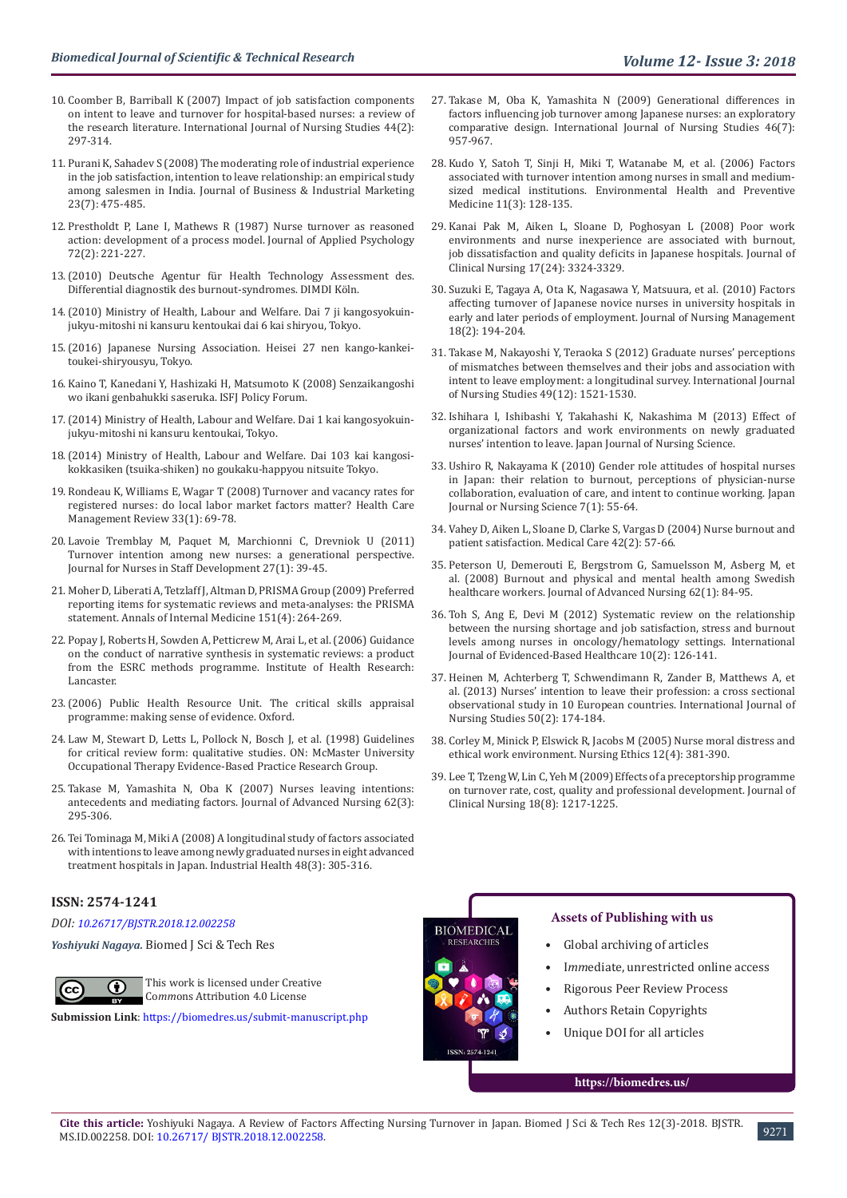10. Coomber B, Barriball K (2007) Impact of job satisfaction components on intent to leave and turnover for hospital-based nurses: a review of the research literature. International Journal of Nursing Studies 44(2): 297-314.
11. Purani K, Sahadev S (2008) The moderating role of industrial experience in the job satisfaction, intention to leave relationship: an empirical study among salesmen in India. Journal of Business & Industrial Marketing 23(7): 475-485.
12. Prestholdt P, Lane I, Mathews R (1987) Nurse turnover as reasoned action: development of a process model. Journal of Applied Psychology 72(2): 221-227.
13. (2010) Deutsche Agentur für Health Technology Assessment des. Differential diagnostik des burnout-syndromes. DIMDI Köln.
14. (2010) Ministry of Health, Labour and Welfare. Dai 7 ji kangosyokuin-jukyu-mitoshi ni kansuru kentoukai dai 6 kai shiryou, Tokyo.
15. (2016) Japanese Nursing Association. Heisei 27 nen kango-kankei-toukei-shiryousyu, Tokyo.
16. Kaino T, Kanedani Y, Hashizaki H, Matsumoto K (2008) Senzaikangoshi wo ikani genbahukki saseruka. ISFJ Policy Forum.
17. (2014) Ministry of Health, Labour and Welfare. Dai 1 kai kangosyokuin-jukyu-mitoshi ni kansuru kentoukai, Tokyo.
18. (2014) Ministry of Health, Labour and Welfare. Dai 103 kai kangosi-kokkasiken (tsuika-shiken) no goukaku-happyou nitsuite Tokyo.
19. Rondeau K, Williams E, Wagar T (2008) Turnover and vacancy rates for registered nurses: do local labor market factors matter? Health Care Management Review 33(1): 69-78.
20. Lavoie Tremblay M, Paquet M, Marchionni C, Drevniok U (2011) Turnover intention among new nurses: a generational perspective. Journal for Nurses in Staff Development 27(1): 39-45.
21. Moher D, Liberati A, Tetzlaff J, Altman D, PRISMA Group (2009) Preferred reporting items for systematic reviews and meta-analyses: the PRISMA statement. Annals of Internal Medicine 151(4): 264-269.
22. Popay J, Roberts H, Sowden A, Petticrew M, Arai L, et al. (2006) Guidance on the conduct of narrative synthesis in systematic reviews: a product from the ESRC methods programme. Institute of Health Research: Lancaster.
23. (2006) Public Health Resource Unit. The critical skills appraisal programme: making sense of evidence. Oxford.
24. Law M, Stewart D, Letts L, Pollock N, Bosch J, et al. (1998) Guidelines for critical review form: qualitative studies. ON: McMaster University Occupational Therapy Evidence-Based Practice Research Group.
25. Takase M, Yamashita N, Oba K (2007) Nurses leaving intentions: antecedents and mediating factors. Journal of Advanced Nursing 62(3): 295-306.
26. Tei Tominaga M, Miki A (2008) A longitudinal study of factors associated with intentions to leave among newly graduated nurses in eight advanced treatment hospitals in Japan. Industrial Health 48(3): 305-316.
27. Takase M, Oba K, Yamashita N (2009) Generational differences in factors influencing job turnover among Japanese nurses: an exploratory comparative design. International Journal of Nursing Studies 46(7): 957-967.
28. Kudo Y, Satoh T, Sinji H, Miki T, Watanabe M, et al. (2006) Factors associated with turnover intention among nurses in small and medium-sized medical institutions. Environmental Health and Preventive Medicine 11(3): 128-135.
29. Kanai Pak M, Aiken L, Sloane D, Poghosyan L (2008) Poor work environments and nurse inexperience are associated with burnout, job dissatisfaction and quality deficits in Japanese hospitals. Journal of Clinical Nursing 17(24): 3324-3329.
30. Suzuki E, Tagaya A, Ota K, Nagasawa Y, Matsuura, et al. (2010) Factors affecting turnover of Japanese novice nurses in university hospitals in early and later periods of employment. Journal of Nursing Management 18(2): 194-204.
31. Takase M, Nakayoshi Y, Teraoka S (2012) Graduate nurses' perceptions of mismatches between themselves and their jobs and association with intent to leave employment: a longitudinal survey. International Journal of Nursing Studies 49(12): 1521-1530.
32. Ishihara I, Ishibashi Y, Takahashi K, Nakashima M (2013) Effect of organizational factors and work environments on newly graduated nurses' intention to leave. Japan Journal of Nursing Science.
33. Ushiro R, Nakayama K (2010) Gender role attitudes of hospital nurses in Japan: their relation to burnout, perceptions of physician-nurse collaboration, evaluation of care, and intent to continue working. Japan Journal or Nursing Science 7(1): 55-64.
34. Vahey D, Aiken L, Sloane D, Clarke S, Vargas D (2004) Nurse burnout and patient satisfaction. Medical Care 42(2): 57-66.
35. Peterson U, Demerouti E, Bergstrom G, Samuelsson M, Asberg M, et al. (2008) Burnout and physical and mental health among Swedish healthcare workers. Journal of Advanced Nursing 62(1): 84-95.
36. Toh S, Ang E, Devi M (2012) Systematic review on the relationship between the nursing shortage and job satisfaction, stress and burnout levels among nurses in oncology/hematology settings. International Journal of Evidenced-Based Healthcare 10(2): 126-141.
37. Heinen M, Achterberg T, Schwendimann R, Zander B, Matthews A, et al. (2013) Nurses' intention to leave their profession: a cross sectional observational study in 10 European countries. International Journal of Nursing Studies 50(2): 174-184.
38. Corley M, Minick P, Elswick R, Jacobs M (2005) Nurse moral distress and ethical work environment. Nursing Ethics 12(4): 381-390.
39. Lee T, Tzeng W, Lin C, Yeh M (2009) Effects of a preceptorship programme on turnover rate, cost, quality and professional development. Journal of Clinical Nursing 18(8): 1217-1225.

**ISSN: 2574-1241**

*DOI: 10.26717/BJSTR.2018.12.002258*

***Yoshiyuki Nagaya.*** Biomed J Sci & Tech Res

This work is licensed under Creative Commons Attribution 4.0 License

**Submission Link**: https://biomedres.us/submit-manuscript.php

**Assets of Publishing with us**

- Global archiving of articles
- Immediate, unrestricted online access
- Rigorous Peer Review Process
- Authors Retain Copyrights
- Unique DOI for all articles

**https://biomedres.us/**

**Cite this article:** Yoshiyuki Nagaya. A Review of Factors Affecting Nursing Turnover in Japan. Biomed J Sci & Tech Res 12(3)-2018. BJSTR. MS.ID.002258. DOI: 10.26717/ BJSTR.2018.12.002258.